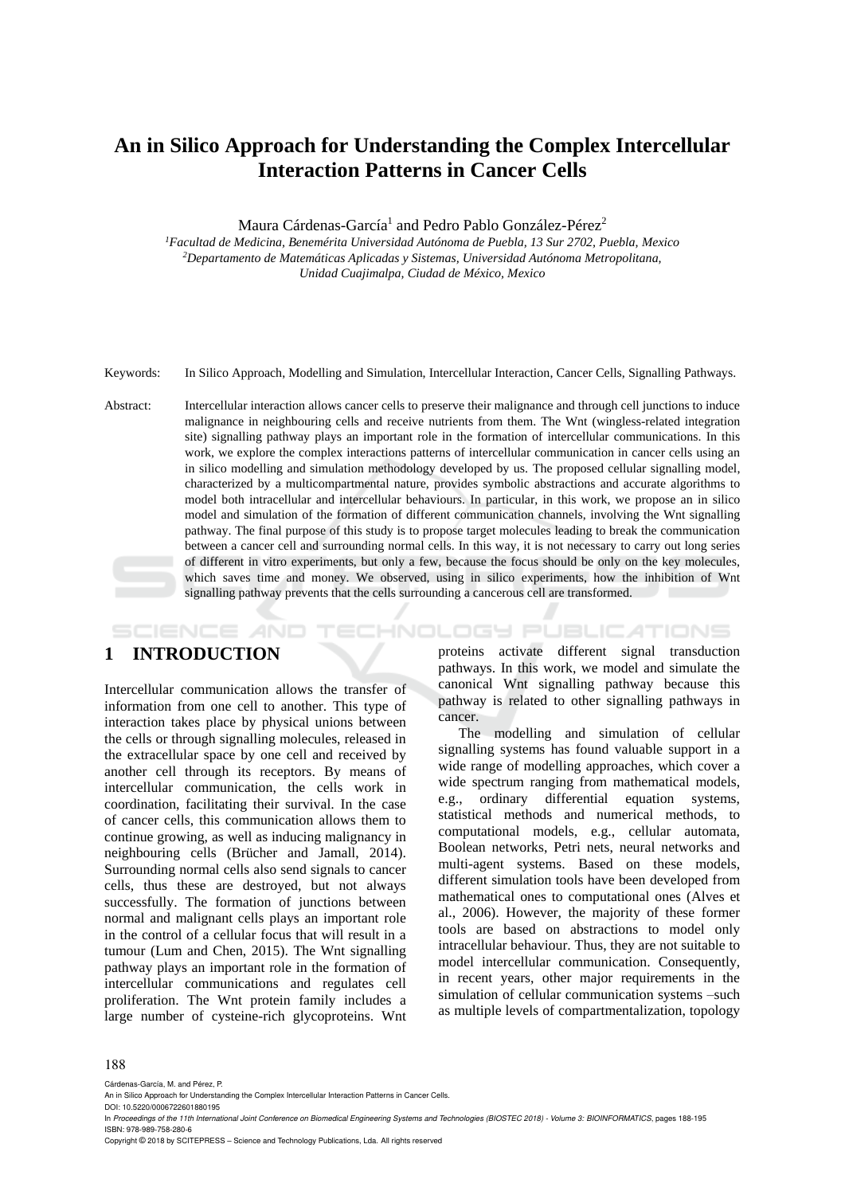# An in Silico Approach for Understanding the Complex Intercellular Interaction Patterns in Cancer Cells

Maura Cárdenas-García[1] and Pedro Pablo González-Pérez[2]

[1]*Facultad de Medicina, Benemérita Universidad Autónoma de Puebla, 13 Sur 2702, Puebla, Mexico*
[2]*Departamento de Matemáticas Aplicadas y Sistemas, Universidad Autónoma Metropolitana, Unidad Cuajimalpa, Ciudad de México, Mexico*

Keywords: In Silico Approach, Modelling and Simulation, Intercellular Interaction, Cancer Cells, Signalling Pathways.

Abstract: Intercellular interaction allows cancer cells to preserve their malignance and through cell junctions to induce malignance in neighbouring cells and receive nutrients from them. The Wnt (wingless-related integration site) signalling pathway plays an important role in the formation of intercellular communications. In this work, we explore the complex interactions patterns of intercellular communication in cancer cells using an in silico modelling and simulation methodology developed by us. The proposed cellular signalling model, characterized by a multicompartmental nature, provides symbolic abstractions and accurate algorithms to model both intracellular and intercellular behaviours. In particular, in this work, we propose an in silico model and simulation of the formation of different communication channels, involving the Wnt signalling pathway. The final purpose of this study is to propose target molecules leading to break the communication between a cancer cell and surrounding normal cells. In this way, it is not necessary to carry out long series of different in vitro experiments, but only a few, because the focus should be only on the key molecules, which saves time and money. We observed, using in silico experiments, how the inhibition of Wnt signalling pathway prevents that the cells surrounding a cancerous cell are transformed.

## 1 INTRODUCTION

Intercellular communication allows the transfer of information from one cell to another. This type of interaction takes place by physical unions between the cells or through signalling molecules, released in the extracellular space by one cell and received by another cell through its receptors. By means of intercellular communication, the cells work in coordination, facilitating their survival. In the case of cancer cells, this communication allows them to continue growing, as well as inducing malignancy in neighbouring cells (Brücher and Jamall, 2014). Surrounding normal cells also send signals to cancer cells, thus these are destroyed, but not always successfully. The formation of junctions between normal and malignant cells plays an important role in the control of a cellular focus that will result in a tumour (Lum and Chen, 2015). The Wnt signalling pathway plays an important role in the formation of intercellular communications and regulates cell proliferation. The Wnt protein family includes a large number of cysteine-rich glycoproteins. Wnt proteins activate different signal transduction pathways. In this work, we model and simulate the canonical Wnt signalling pathway because this pathway is related to other signalling pathways in cancer.

The modelling and simulation of cellular signalling systems has found valuable support in a wide range of modelling approaches, which cover a wide spectrum ranging from mathematical models, e.g., ordinary differential equation systems, statistical methods and numerical methods, to computational models, e.g., cellular automata, Boolean networks, Petri nets, neural networks and multi-agent systems. Based on these models, different simulation tools have been developed from mathematical ones to computational ones (Alves et al., 2006). However, the majority of these former tools are based on abstractions to model only intracellular behaviour. Thus, they are not suitable to model intercellular communication. Consequently, in recent years, other major requirements in the simulation of cellular communication systems –such as multiple levels of compartmentalization, topology

Cárdenas-García, M. and Pérez, P.
An in Silico Approach for Understanding the Complex Intercellular Interaction Patterns in Cancer Cells.
DOI: 10.5220/0006722601880195
In *Proceedings of the 11th International Joint Conference on Biomedical Engineering Systems and Technologies (BIOSTEC 2018) - Volume 3: BIOINFORMATICS*, pages 188-195
ISBN: 978-989-758-280-6
Copyright © 2018 by SCITEPRESS – Science and Technology Publications, Lda. All rights reserved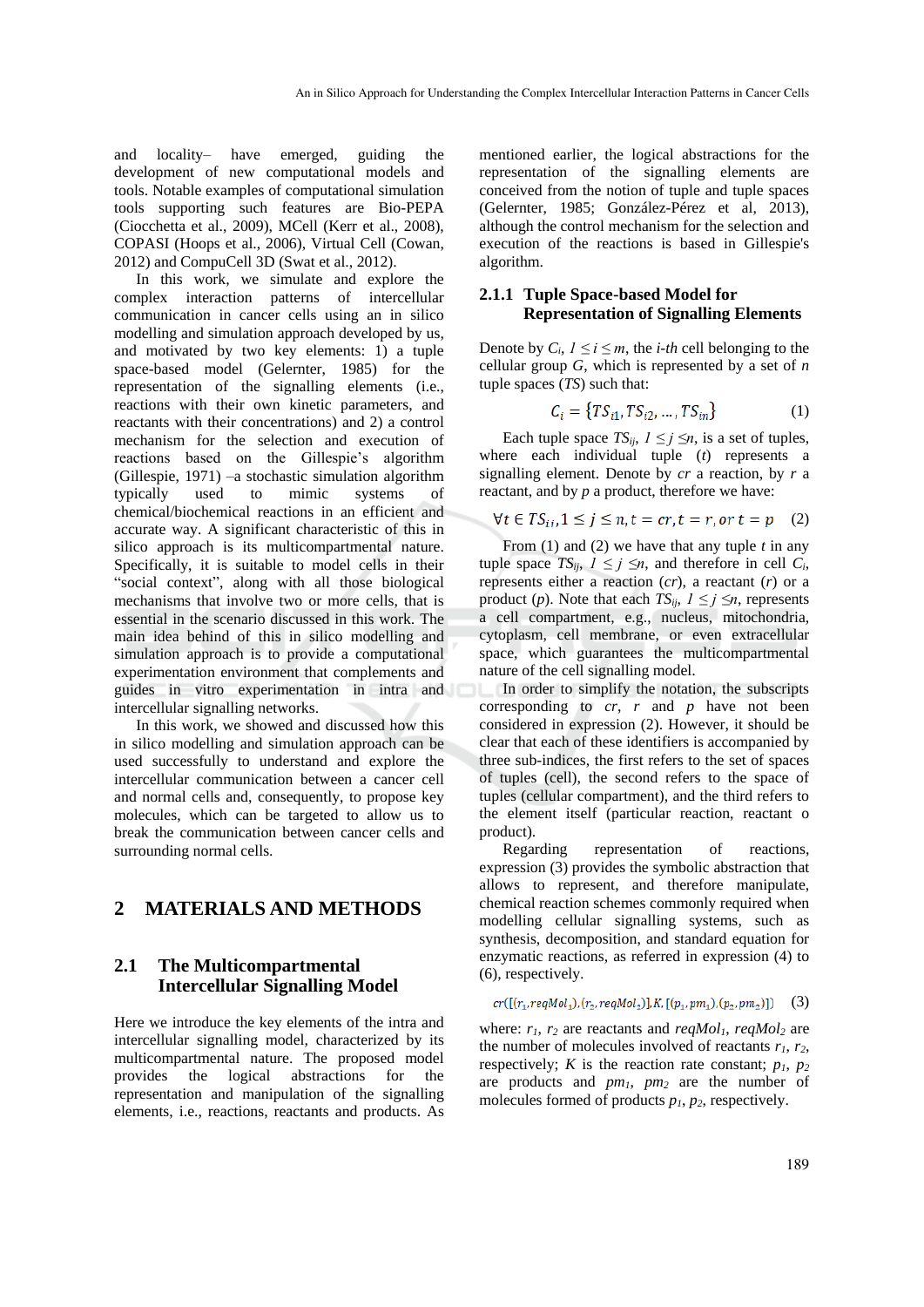and locality– have emerged, guiding the development of new computational models and tools. Notable examples of computational simulation tools supporting such features are Bio-PEPA (Ciocchetta et al., 2009), MCell (Kerr et al., 2008), COPASI (Hoops et al., 2006), Virtual Cell (Cowan, 2012) and CompuCell 3D (Swat et al., 2012).

In this work, we simulate and explore the complex interaction patterns of intercellular communication in cancer cells using an in silico modelling and simulation approach developed by us, and motivated by two key elements: 1) a tuple space-based model (Gelernter, 1985) for the representation of the signalling elements (i.e., reactions with their own kinetic parameters, and reactants with their concentrations) and 2) a control mechanism for the selection and execution of reactions based on the Gillespie's algorithm (Gillespie, 1971) –a stochastic simulation algorithm typically used to mimic systems of chemical/biochemical reactions in an efficient and accurate way. A significant characteristic of this in silico approach is its multicompartmental nature. Specifically, it is suitable to model cells in their "social context", along with all those biological mechanisms that involve two or more cells, that is essential in the scenario discussed in this work. The main idea behind of this in silico modelling and simulation approach is to provide a computational experimentation environment that complements and guides in vitro experimentation in intra and intercellular signalling networks.

In this work, we showed and discussed how this in silico modelling and simulation approach can be used successfully to understand and explore the intercellular communication between a cancer cell and normal cells and, consequently, to propose key molecules, which can be targeted to allow us to break the communication between cancer cells and surrounding normal cells.

# 2 MATERIALS AND METHODS

## 2.1 The Multicompartmental Intercellular Signalling Model

Here we introduce the key elements of the intra and intercellular signalling model, characterized by its multicompartmental nature. The proposed model provides the logical abstractions for the representation and manipulation of the signalling elements, i.e., reactions, reactants and products. As mentioned earlier, the logical abstractions for the representation of the signalling elements are conceived from the notion of tuple and tuple spaces (Gelernter, 1985; González-Pérez et al, 2013), although the control mechanism for the selection and execution of the reactions is based in Gillespie's algorithm.

### 2.1.1 Tuple Space-based Model for Representation of Signalling Elements

Denote by $C_i$, $1 \leq i \leq m$, the *i-th* cell belonging to the cellular group $G$, which is represented by a set of $n$ tuple spaces ($TS$) such that:

$$C_i = \{TS_{i1}, TS_{i2}, \dots, TS_{in}\} \tag{1}$$

Each tuple space $TS_{ij}$, $1 \leq j \leq n$, is a set of tuples, where each individual tuple ($t$) represents a signalling element. Denote by $cr$ a reaction, by $r$ a reactant, and by $p$ a product, therefore we have:

$$\forall t \in TS_{ij}, 1 \leq j \leq n, t = cr, t = r, or\ t = p \tag{2}$$

From (1) and (2) we have that any tuple $t$ in any tuple space $TS_{ij}$, $1 \leq j \leq n$, and therefore in cell $C_i$, represents either a reaction ($cr$), a reactant ($r$) or a product ($p$). Note that each $TS_{ij}$, $1 \leq j \leq n$, represents a cell compartment, e.g., nucleus, mitochondria, cytoplasm, cell membrane, or even extracellular space, which guarantees the multicompartmental nature of the cell signalling model.

In order to simplify the notation, the subscripts corresponding to $cr$, $r$ and $p$ have not been considered in expression (2). However, it should be clear that each of these identifiers is accompanied by three sub-indices, the first refers to the set of spaces of tuples (cell), the second refers to the space of tuples (cellular compartment), and the third refers to the element itself (particular reaction, reactant o product).

Regarding representation of reactions, expression (3) provides the symbolic abstraction that allows to represent, and therefore manipulate, chemical reaction schemes commonly required when modelling cellular signalling systems, such as synthesis, decomposition, and standard equation for enzymatic reactions, as referred in expression (4) to (6), respectively.

$$cr([(r_1, reqMol_1), (r_2, reqMol_2)], K, [(p_1, pm_1), (p_2, pm_2)]) \tag{3}$$

where: $r_1$, $r_2$ are reactants and $reqMol_1$, $reqMol_2$ are the number of molecules involved of reactants $r_1$, $r_2$, respectively; $K$ is the reaction rate constant; $p_1$, $p_2$ are products and $pm_1$, $pm_2$ are the number of molecules formed of products $p_1$, $p_2$, respectively.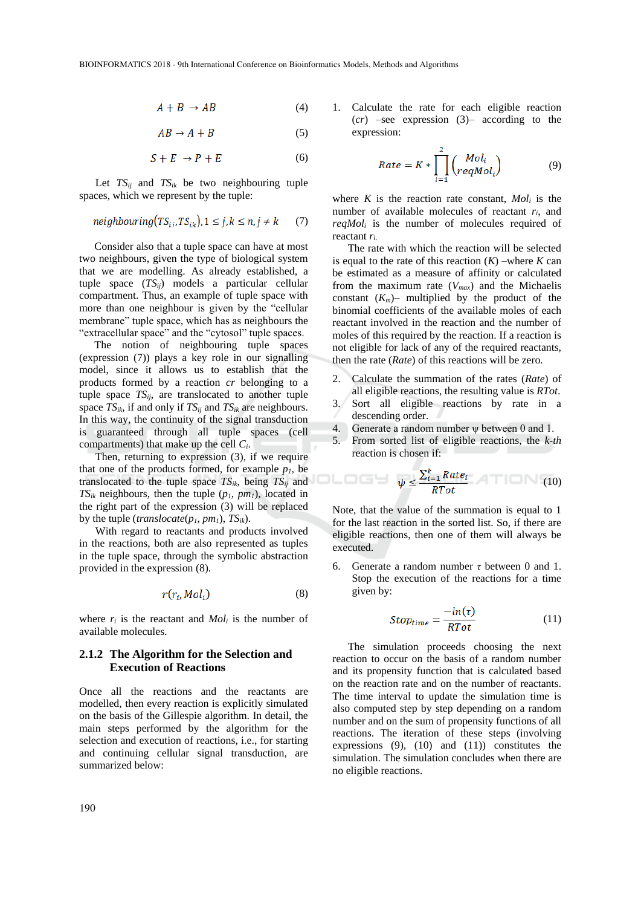$$A + B \rightarrow AB \quad (4)$$

$$AB \rightarrow A + B \quad (5)$$

$$S + E \rightarrow P + E \quad (6)$$

Let $TS_{ij}$ and $TS_{ik}$ be two neighbouring tuple spaces, which we represent by the tuple:

$$neighbouring(TS_{ij}, TS_{ik}), 1 \leq j, k \leq n, j \neq k \quad (7)$$

Consider also that a tuple space can have at most two neighbours, given the type of biological system that we are modelling. As already established, a tuple space ($TS_{ij}$) models a particular cellular compartment. Thus, an example of tuple space with more than one neighbour is given by the "cellular membrane" tuple space, which has as neighbours the "extracellular space" and the "cytosol" tuple spaces.

The notion of neighbouring tuple spaces (expression (7)) plays a key role in our signalling model, since it allows us to establish that the products formed by a reaction *cr* belonging to a tuple space $TS_{ij}$, are translocated to another tuple space $TS_{ik}$, if and only if $TS_{ij}$ and $TS_{ik}$ are neighbours. In this way, the continuity of the signal transduction is guaranteed through all tuple spaces (cell compartments) that make up the cell $C_i$.

Then, returning to expression (3), if we require that one of the products formed, for example $p_1$, be translocated to the tuple space $TS_{ik}$, being $TS_{ij}$ and $TS_{ik}$ neighbours, then the tuple ($p_1$, $pm_1$), located in the right part of the expression (3) will be replaced by the tuple (*translocate*($p_1$, $pm_1$), $TS_{ik}$).

With regard to reactants and products involved in the reactions, both are also represented as tuples in the tuple space, through the symbolic abstraction provided in the expression (8).

$$r(r_i, Mol_i) \quad (8)$$

where $r_i$ is the reactant and $Mol_i$ is the number of available molecules.

### 2.1.2 The Algorithm for the Selection and Execution of Reactions

Once all the reactions and the reactants are modelled, then every reaction is explicitly simulated on the basis of the Gillespie algorithm. In detail, the main steps performed by the algorithm for the selection and execution of reactions, i.e., for starting and continuing cellular signal transduction, are summarized below:

1. Calculate the rate for each eligible reaction (*cr*) –see expression (3)– according to the expression:

$$Rate = K * \prod_{i=1}^{2} \binom{Mol_i}{reqMol_i} \quad (9)$$

where $K$ is the reaction rate constant, $Mol_i$ is the number of available molecules of reactant $r_i$, and $reqMol_i$ is the number of molecules required of reactant $r_i$.

The rate with which the reaction will be selected is equal to the rate of this reaction ($K$) –where $K$ can be estimated as a measure of affinity or calculated from the maximum rate ($V_{max}$) and the Michaelis constant ($K_m$)– multiplied by the product of the binomial coefficients of the available moles of each reactant involved in the reaction and the number of moles of this required by the reaction. If a reaction is not eligible for lack of any of the required reactants, then the rate (*Rate*) of this reactions will be zero.

2. Calculate the summation of the rates (*Rate*) of all eligible reactions, the resulting value is *RTot*.
3. Sort all eligible reactions by rate in a descending order.
4. Generate a random number $\psi$ between 0 and 1.
5. From sorted list of eligible reactions, the *k-th* reaction is chosen if:

$$\psi \leq \frac{\sum_{i=1}^{k} Rate_i}{RTot} \quad (10)$$

Note, that the value of the summation is equal to 1 for the last reaction in the sorted list. So, if there are eligible reactions, then one of them will always be executed.

6. Generate a random number $\tau$ between 0 and 1. Stop the execution of the reactions for a time given by:

$$Stop_{time} = \frac{-\ln(\tau)}{RTot} \quad (11)$$

The simulation proceeds choosing the next reaction to occur on the basis of a random number and its propensity function that is calculated based on the reaction rate and on the number of reactants. The time interval to update the simulation time is also computed step by step depending on a random number and on the sum of propensity functions of all reactions. The iteration of these steps (involving expressions (9), (10) and (11)) constitutes the simulation. The simulation concludes when there are no eligible reactions.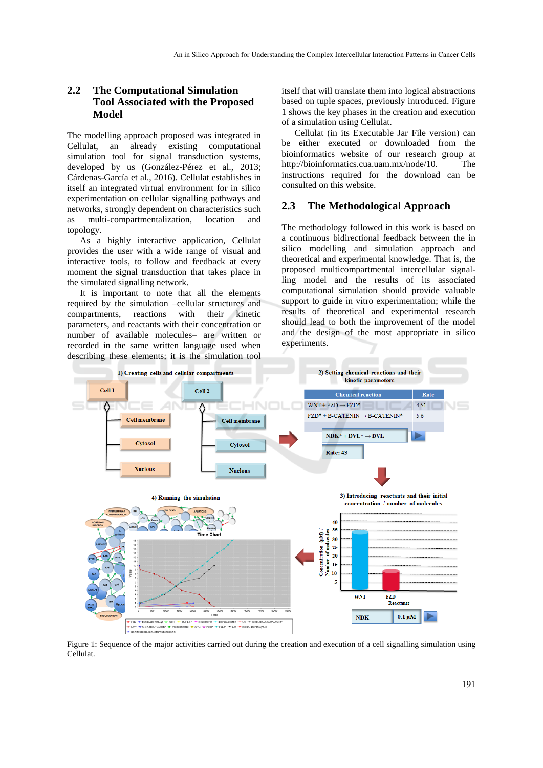## 2.2 The Computational Simulation Tool Associated with the Proposed Model

The modelling approach proposed was integrated in Cellulat, an already existing computational simulation tool for signal transduction systems, developed by us (González-Pérez et al., 2013; Cárdenas-García et al., 2016). Cellulat establishes in itself an integrated virtual environment for in silico experimentation on cellular signalling pathways and networks, strongly dependent on characteristics such as multi-compartmentalization, location and topology.

As a highly interactive application, Cellulat provides the user with a wide range of visual and interactive tools, to follow and feedback at every moment the signal transduction that takes place in the simulated signalling network.

It is important to note that all the elements required by the simulation –cellular structures and compartments, reactions with their kinetic parameters, and reactants with their concentration or number of available molecules– are written or recorded in the same written language used when describing these elements; it is the simulation tool itself that will translate them into logical abstractions based on tuple spaces, previously introduced. Figure 1 shows the key phases in the creation and execution of a simulation using Cellulat.

Cellulat (in its Executable Jar File version) can be either executed or downloaded from the bioinformatics website of our research group at http://bioinformatics.cua.uam.mx/node/10. The instructions required for the download can be consulted on this website.

## 2.3 The Methodological Approach

The methodology followed in this work is based on a continuous bidirectional feedback between the in silico modelling and simulation approach and theoretical and experimental knowledge. That is, the proposed multicompartmental intercellular signalling model and the results of its associated computational simulation should provide valuable support to guide in vitro experimentation; while the results of theoretical and experimental research should lead to both the improvement of the model and the design of the most appropriate in silico experiments.

Figure 1: Sequence of the major activities carried out during the creation and execution of a cell signalling simulation using Cellulat.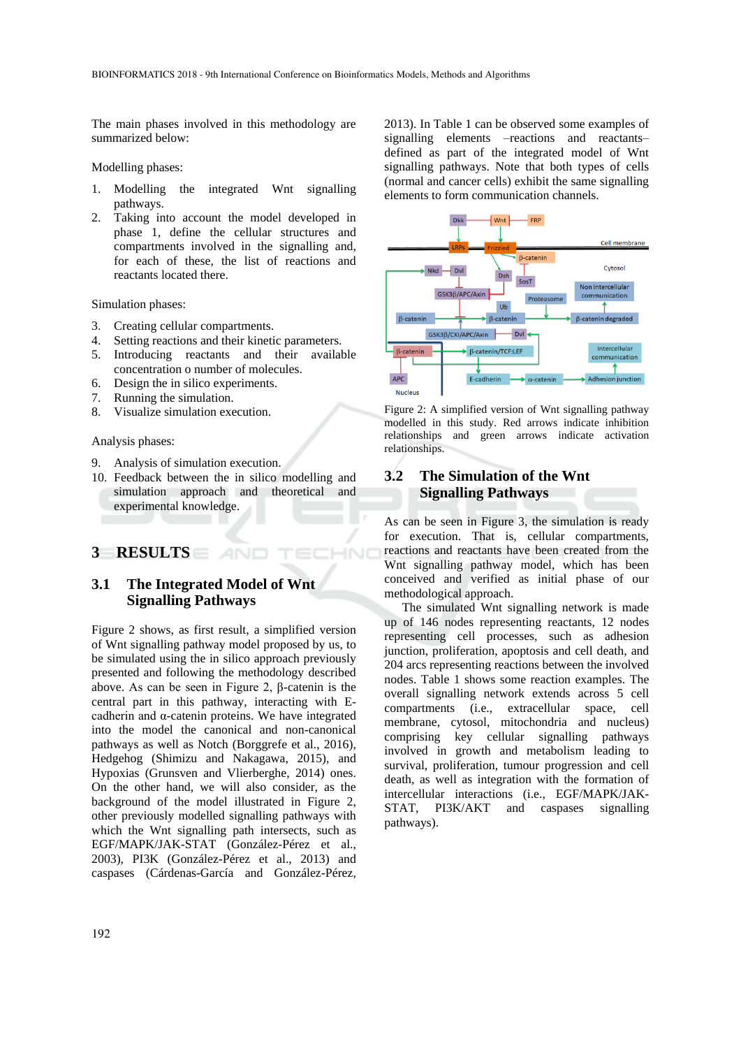The main phases involved in this methodology are summarized below:

Modelling phases:

1. Modelling the integrated Wnt signalling pathways.
2. Taking into account the model developed in phase 1, define the cellular structures and compartments involved in the signalling and, for each of these, the list of reactions and reactants located there.

Simulation phases:

3. Creating cellular compartments.
4. Setting reactions and their kinetic parameters.
5. Introducing reactants and their available concentration o number of molecules.
6. Design the in silico experiments.
7. Running the simulation.
8. Visualize simulation execution.

Analysis phases:

9. Analysis of simulation execution.
10. Feedback between the in silico modelling and simulation approach and theoretical and experimental knowledge.

# 3 RESULTS

## 3.1 The Integrated Model of Wnt Signalling Pathways

Figure 2 shows, as first result, a simplified version of Wnt signalling pathway model proposed by us, to be simulated using the in silico approach previously presented and following the methodology described above. As can be seen in Figure 2, β-catenin is the central part in this pathway, interacting with E-cadherin and α-catenin proteins. We have integrated into the model the canonical and non-canonical pathways as well as Notch (Borggrefe et al., 2016), Hedgehog (Shimizu and Nakagawa, 2015), and Hypoxias (Grunsven and Vlierberghe, 2014) ones. On the other hand, we will also consider, as the background of the model illustrated in Figure 2, other previously modelled signalling pathways with which the Wnt signalling path intersects, such as EGF/MAPK/JAK-STAT (González-Pérez et al., 2003), PI3K (González-Pérez et al., 2013) and caspases (Cárdenas-García and González-Pérez, 2013). In Table 1 can be observed some examples of signalling elements –reactions and reactants– defined as part of the integrated model of Wnt signalling pathways. Note that both types of cells (normal and cancer cells) exhibit the same signalling elements to form communication channels.

Figure 2: A simplified version of Wnt signalling pathway modelled in this study. Red arrows indicate inhibition relationships and green arrows indicate activation relationships.

## 3.2 The Simulation of the Wnt Signalling Pathways

As can be seen in Figure 3, the simulation is ready for execution. That is, cellular compartments, reactions and reactants have been created from the Wnt signalling pathway model, which has been conceived and verified as initial phase of our methodological approach.

The simulated Wnt signalling network is made up of 146 nodes representing reactants, 12 nodes representing cell processes, such as adhesion junction, proliferation, apoptosis and cell death, and 204 arcs representing reactions between the involved nodes. Table 1 shows some reaction examples. The overall signalling network extends across 5 cell compartments (i.e., extracellular space, cell membrane, cytosol, mitochondria and nucleus) comprising key cellular signalling pathways involved in growth and metabolism leading to survival, proliferation, tumour progression and cell death, as well as integration with the formation of intercellular interactions (i.e., EGF/MAPK/JAK-STAT, PI3K/AKT and caspases signalling pathways).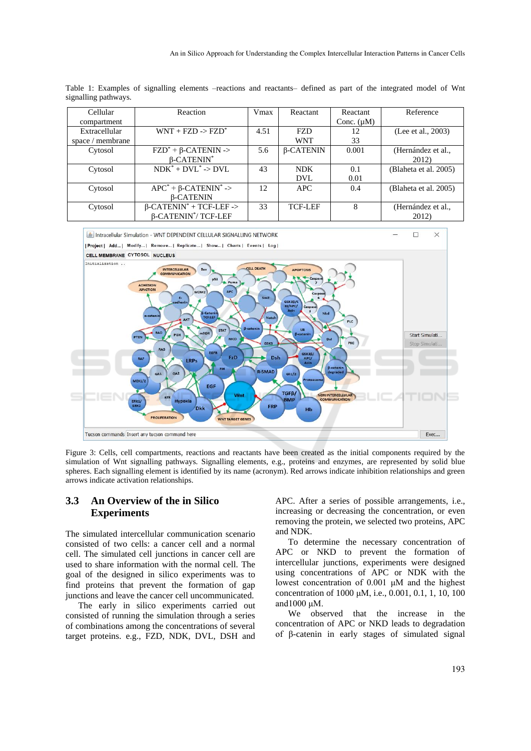Table 1: Examples of signalling elements –reactions and reactants– defined as part of the integrated model of Wnt signalling pathways.

| Cellular compartment | Reaction | Vmax | Reactant | Reactant Conc. (μM) | Reference |
|---|---|---|---|---|---|
| Extracellular space / membrane | WNT + FZD -> FZD* | 4.51 | FZD<br>WNT | 12<br>33 | (Lee et al., 2003) |
| Cytosol | FZD* + β-CATENIN -> β-CATENIN* | 5.6 | β-CATENIN | 0.001 | (Hernández et al., 2012) |
| Cytosol | NDK* + DVL* -> DVL | 43 | NDK<br>DVL | 0.1<br>0.01 | (Blaheta et al. 2005) |
| Cytosol | APC* + β-CATENIN* -> β-CATENIN | 12 | APC | 0.4 | (Blaheta et al. 2005) |
| Cytosol | β-CATENIN* + TCF-LEF -> β-CATENIN*/ TCF-LEF | 33 | TCF-LEF | 8 | (Hernández et al., 2012) |

Figure 3: Cells, cell compartments, reactions and reactants have been created as the initial components required by the simulation of Wnt signalling pathways. Signalling elements, e.g., proteins and enzymes, are represented by solid blue spheres. Each signalling element is identified by its name (acronym). Red arrows indicate inhibition relationships and green arrows indicate activation relationships.

## 3.3 An Overview of the in Silico Experiments

The simulated intercellular communication scenario consisted of two cells: a cancer cell and a normal cell. The simulated cell junctions in cancer cell are used to share information with the normal cell. The goal of the designed in silico experiments was to find proteins that prevent the formation of gap junctions and leave the cancer cell uncommunicated.

The early in silico experiments carried out consisted of running the simulation through a series of combinations among the concentrations of several target proteins. e.g., FZD, NDK, DVL, DSH and APC. After a series of possible arrangements, i.e., increasing or decreasing the concentration, or even removing the protein, we selected two proteins, APC and NDK.

To determine the necessary concentration of APC or NKD to prevent the formation of intercellular junctions, experiments were designed using concentrations of APC or NDK with the lowest concentration of 0.001 μM and the highest concentration of 1000 μM, i.e., 0.001, 0.1, 1, 10, 100 and1000 μM.

We observed that the increase in the concentration of APC or NKD leads to degradation of β-catenin in early stages of simulated signal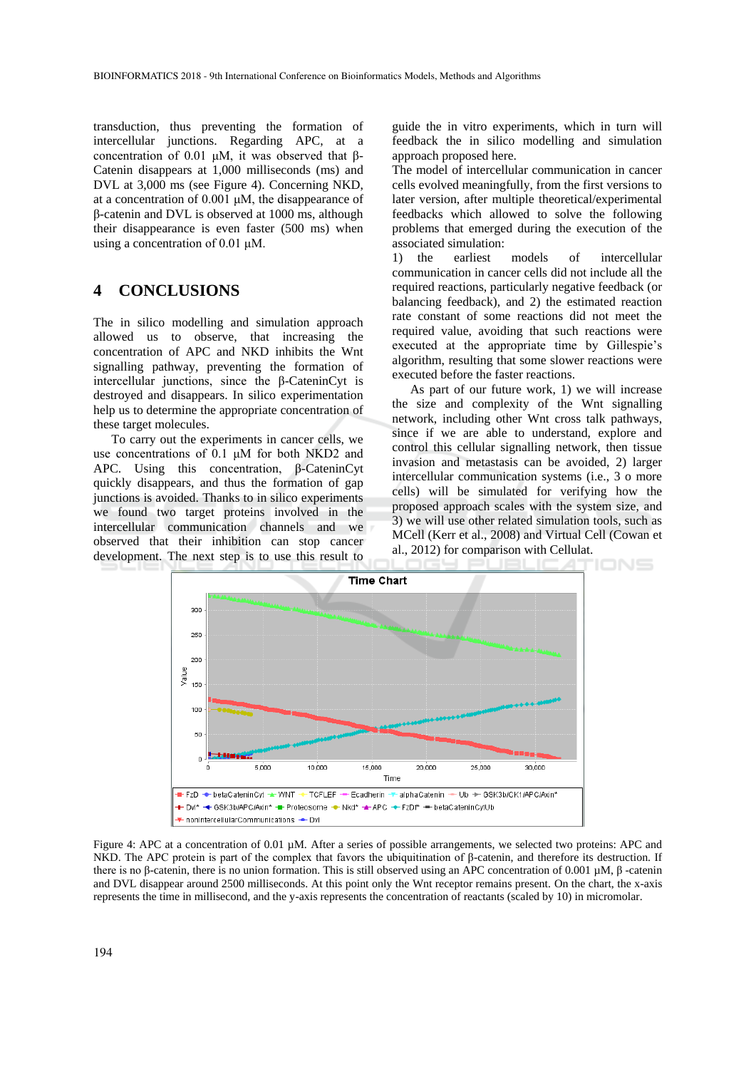transduction, thus preventing the formation of intercellular junctions. Regarding APC, at a concentration of 0.01 µM, it was observed that β-Catenin disappears at 1,000 milliseconds (ms) and DVL at 3,000 ms (see Figure 4). Concerning NKD, at a concentration of 0.001 µM, the disappearance of β-catenin and DVL is observed at 1000 ms, although their disappearance is even faster (500 ms) when using a concentration of 0.01 µM.

## 4 CONCLUSIONS

The in silico modelling and simulation approach allowed us to observe, that increasing the concentration of APC and NKD inhibits the Wnt signalling pathway, preventing the formation of intercellular junctions, since the β-CateninCyt is destroyed and disappears. In silico experimentation help us to determine the appropriate concentration of these target molecules.

To carry out the experiments in cancer cells, we use concentrations of 0.1 µM for both NKD2 and APC. Using this concentration, β-CateninCyt quickly disappears, and thus the formation of gap junctions is avoided. Thanks to in silico experiments we found two target proteins involved in the intercellular communication channels and we observed that their inhibition can stop cancer development. The next step is to use this result to guide the in vitro experiments, which in turn will feedback the in silico modelling and simulation approach proposed here.

The model of intercellular communication in cancer cells evolved meaningfully, from the first versions to later version, after multiple theoretical/experimental feedbacks which allowed to solve the following problems that emerged during the execution of the associated simulation:

1) the earliest models of intercellular communication in cancer cells did not include all the required reactions, particularly negative feedback (or balancing feedback), and 2) the estimated reaction rate constant of some reactions did not meet the required value, avoiding that such reactions were executed at the appropriate time by Gillespie's algorithm, resulting that some slower reactions were executed before the faster reactions.

As part of our future work, 1) we will increase the size and complexity of the Wnt signalling network, including other Wnt cross talk pathways, since if we are able to understand, explore and control this cellular signalling network, then tissue invasion and metastasis can be avoided, 2) larger intercellular communication systems (i.e., 3 o more cells) will be simulated for verifying how the proposed approach scales with the system size, and 3) we will use other related simulation tools, such as MCell (Kerr et al., 2008) and Virtual Cell (Cowan et al., 2012) for comparison with Cellulat.

Figure 4: APC at a concentration of 0.01 µM. After a series of possible arrangements, we selected two proteins: APC and NKD. The APC protein is part of the complex that favors the ubiquitination of β-catenin, and therefore its destruction. If there is no β-catenin, there is no union formation. This is still observed using an APC concentration of 0.001 µM, β -catenin and DVL disappear around 2500 milliseconds. At this point only the Wnt receptor remains present. On the chart, the x-axis represents the time in millisecond, and the y-axis represents the concentration of reactants (scaled by 10) in micromolar.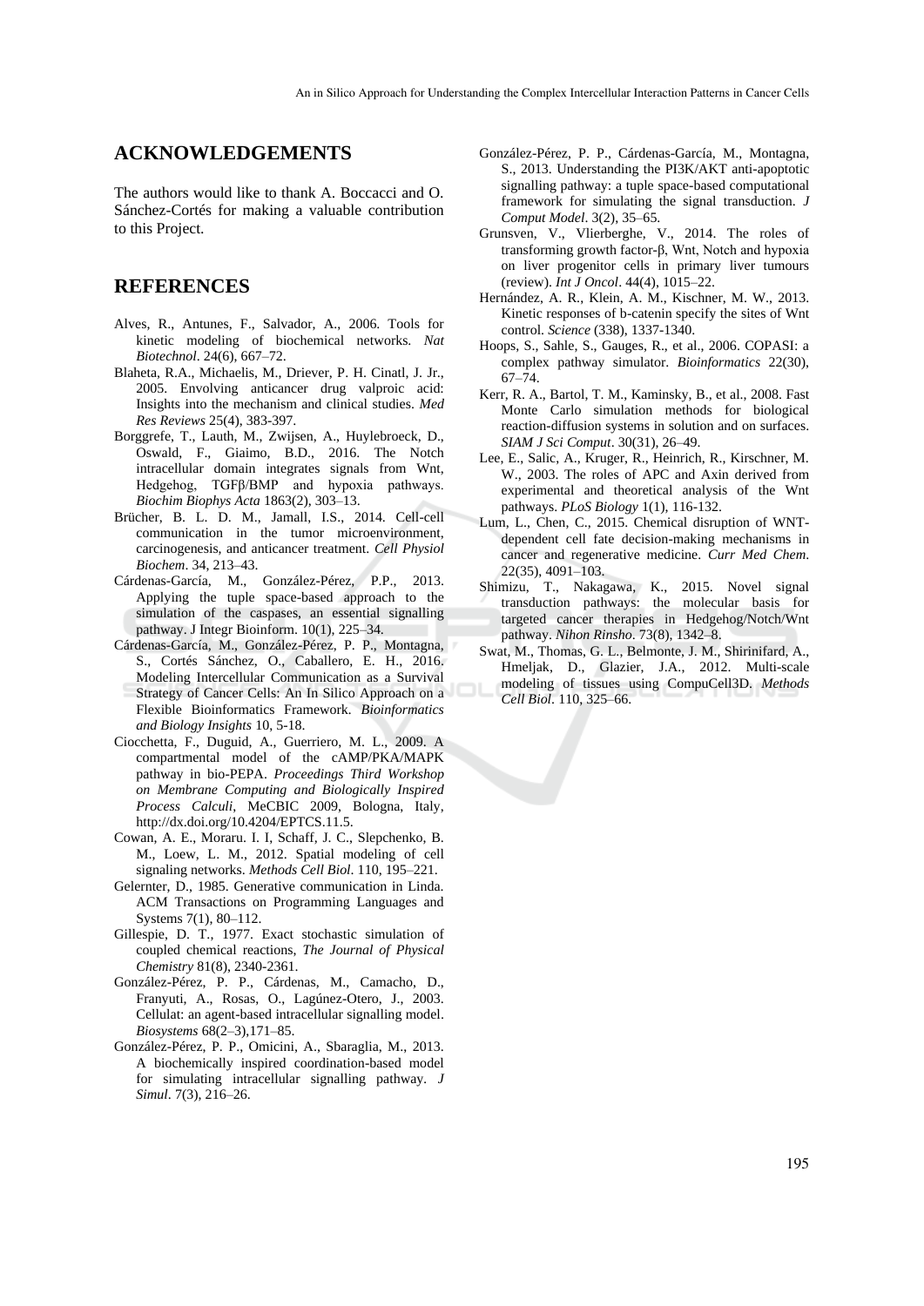## ACKNOWLEDGEMENTS

The authors would like to thank A. Boccacci and O. Sánchez-Cortés for making a valuable contribution to this Project.

## REFERENCES

Alves, R., Antunes, F., Salvador, A., 2006. Tools for kinetic modeling of biochemical networks. *Nat Biotechnol*. 24(6), 667–72.

Blaheta, R.A., Michaelis, M., Driever, P. H. Cinatl, J. Jr., 2005. Envolving anticancer drug valproic acid: Insights into the mechanism and clinical studies. *Med Res Reviews* 25(4), 383-397.

Borggrefe, T., Lauth, M., Zwijsen, A., Huylebroeck, D., Oswald, F., Giaimo, B.D., 2016. The Notch intracellular domain integrates signals from Wnt, Hedgehog, TGFβ/BMP and hypoxia pathways. *Biochim Biophys Acta* 1863(2), 303–13.

Brücher, B. L. D. M., Jamall, I.S., 2014. Cell-cell communication in the tumor microenvironment, carcinogenesis, and anticancer treatment. *Cell Physiol Biochem*. 34, 213–43.

Cárdenas-García, M., González-Pérez, P.P., 2013. Applying the tuple space-based approach to the simulation of the caspases, an essential signalling pathway. J Integr Bioinform. 10(1), 225–34.

Cárdenas-García, M., González-Pérez, P. P., Montagna, S., Cortés Sánchez, O., Caballero, E. H., 2016. Modeling Intercellular Communication as a Survival Strategy of Cancer Cells: An In Silico Approach on a Flexible Bioinformatics Framework. *Bioinformatics and Biology Insights* 10, 5-18.

Ciocchetta, F., Duguid, A., Guerriero, M. L., 2009. A compartmental model of the cAMP/PKA/MAPK pathway in bio-PEPA. *Proceedings Third Workshop on Membrane Computing and Biologically Inspired Process Calculi*, MeCBIC 2009, Bologna, Italy, http://dx.doi.org/10.4204/EPTCS.11.5.

Cowan, A. E., Moraru. I. I, Schaff, J. C., Slepchenko, B. M., Loew, L. M., 2012. Spatial modeling of cell signaling networks. *Methods Cell Biol*. 110, 195–221.

Gelernter, D., 1985. Generative communication in Linda. ACM Transactions on Programming Languages and Systems 7(1), 80–112.

Gillespie, D. T., 1977. Exact stochastic simulation of coupled chemical reactions, *The Journal of Physical Chemistry* 81(8), 2340-2361.

González-Pérez, P. P., Cárdenas, M., Camacho, D., Franyuti, A., Rosas, O., Lagúnez-Otero, J., 2003. Cellulat: an agent-based intracellular signalling model. *Biosystems* 68(2–3),171–85.

González-Pérez, P. P., Omicini, A., Sbaraglia, M., 2013. A biochemically inspired coordination-based model for simulating intracellular signalling pathway. *J Simul*. 7(3), 216–26.

González-Pérez, P. P., Cárdenas-García, M., Montagna, S., 2013. Understanding the PI3K/AKT anti-apoptotic signalling pathway: a tuple space-based computational framework for simulating the signal transduction. *J Comput Model*. 3(2), 35–65.

Grunsven, V., Vlierberghe, V., 2014. The roles of transforming growth factor-β, Wnt, Notch and hypoxia on liver progenitor cells in primary liver tumours (review). *Int J Oncol*. 44(4), 1015–22.

Hernández, A. R., Klein, A. M., Kischner, M. W., 2013. Kinetic responses of b-catenin specify the sites of Wnt control. *Science* (338), 1337-1340.

Hoops, S., Sahle, S., Gauges, R., et al., 2006. COPASI: a complex pathway simulator. *Bioinformatics* 22(30), 67–74.

Kerr, R. A., Bartol, T. M., Kaminsky, B., et al., 2008. Fast Monte Carlo simulation methods for biological reaction-diffusion systems in solution and on surfaces. *SIAM J Sci Comput*. 30(31), 26–49.

Lee, E., Salic, A., Kruger, R., Heinrich, R., Kirschner, M. W., 2003. The roles of APC and Axin derived from experimental and theoretical analysis of the Wnt pathways. *PLoS Biology* 1(1), 116-132.

Lum, L., Chen, C., 2015. Chemical disruption of WNT-dependent cell fate decision-making mechanisms in cancer and regenerative medicine. *Curr Med Chem*. 22(35), 4091–103.

Shimizu, T., Nakagawa, K., 2015. Novel signal transduction pathways: the molecular basis for targeted cancer therapies in Hedgehog/Notch/Wnt pathway. *Nihon Rinsho*. 73(8), 1342–8.

Swat, M., Thomas, G. L., Belmonte, J. M., Shirinifard, A., Hmeljak, D., Glazier, J.A., 2012. Multi-scale modeling of tissues using CompuCell3D. *Methods Cell Biol*. 110, 325–66.